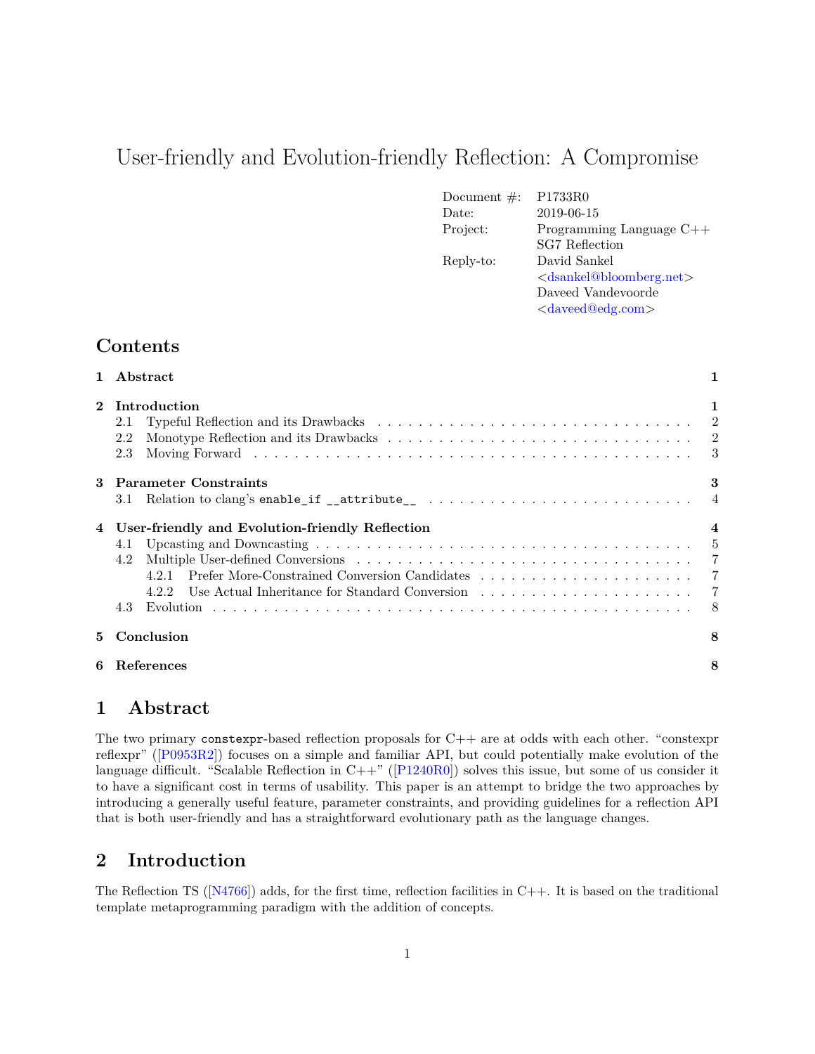# User-friendly and Evolution-friendly Reflection: A Compromise

| | |
|---|---|
| Document #: | P1733R0 |
| Date: | 2019-06-15 |
| Project: | Programming Language C++<br>SG7 Reflection |
| Reply-to: | David Sankel<br><dsankel@bloomberg.net><br>Daveed Vandevoorde<br><daveed@edg.com> |

## Contents

1 Abstract ... 1

2 Introduction ... 1
- 2.1 Typeful Reflection and its Drawbacks ... 2
- 2.2 Monotype Reflection and its Drawbacks ... 2
- 2.3 Moving Forward ... 3

3 Parameter Constraints ... 3
- 3.1 Relation to clang's `enable_if __attribute__` ... 4

4 User-friendly and Evolution-friendly Reflection ... 4
- 4.1 Upcasting and Downcasting ... 5
- 4.2 Multiple User-defined Conversions ... 7
  - 4.2.1 Prefer More-Constrained Conversion Candidates ... 7
  - 4.2.2 Use Actual Inheritance for Standard Conversion ... 7
- 4.3 Evolution ... 8

5 Conclusion ... 8

6 References ... 8

## 1 Abstract

The two primary `constexpr`-based reflection proposals for C++ are at odds with each other. "constexpr reflexpr" ([P0953R2]) focuses on a simple and familiar API, but could potentially make evolution of the language difficult. "Scalable Reflection in C++" ([P1240R0]) solves this issue, but some of us consider it to have a significant cost in terms of usability. This paper is an attempt to bridge the two approaches by introducing a generally useful feature, parameter constraints, and providing guidelines for a reflection API that is both user-friendly and has a straightforward evolutionary path as the language changes.

## 2 Introduction

The Reflection TS ([N4766]) adds, for the first time, reflection facilities in C++. It is based on the traditional template metaprogramming paradigm with the addition of concepts.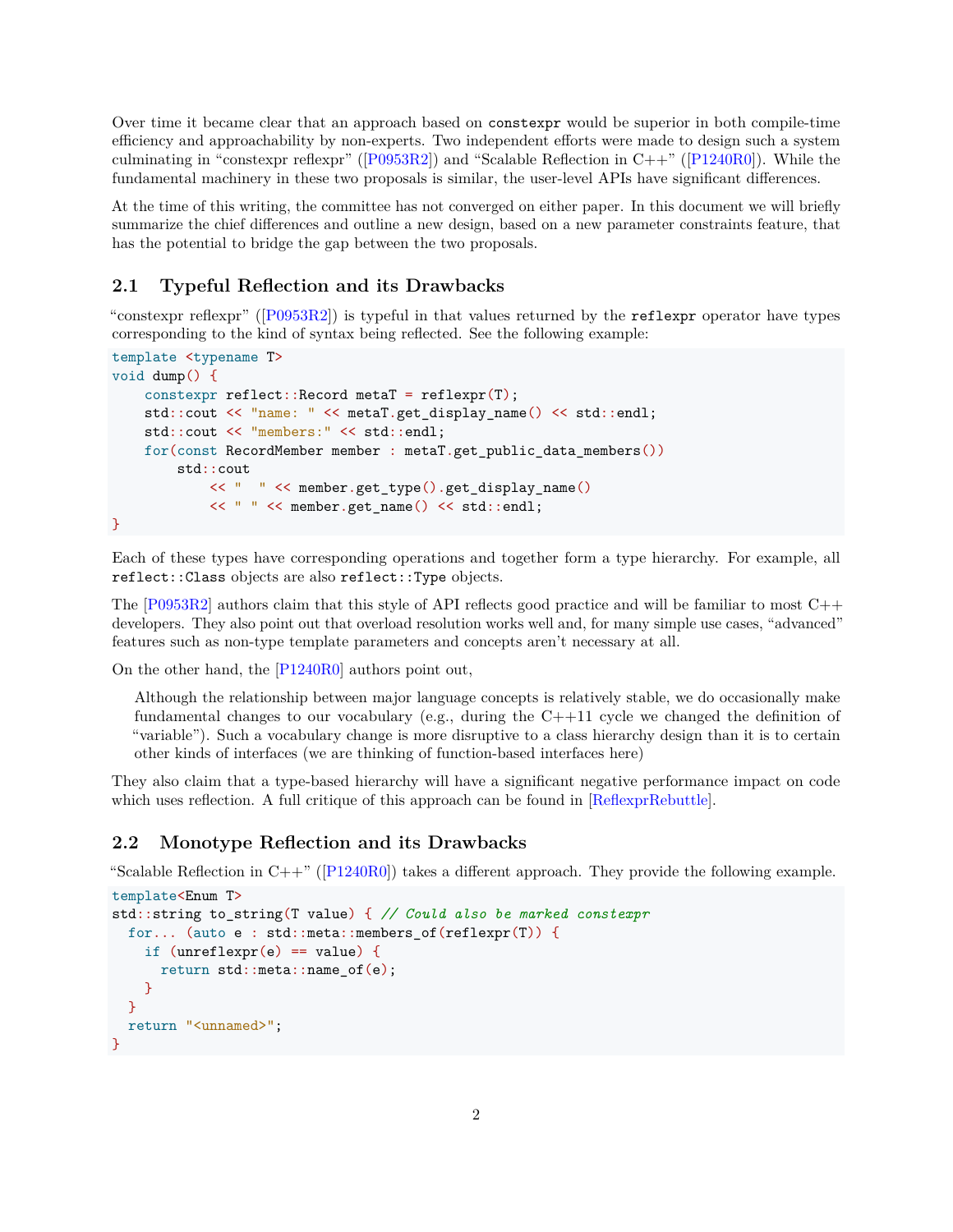Over time it became clear that an approach based on `constexpr` would be superior in both compile-time efficiency and approachability by non-experts. Two independent efforts were made to design such a system culminating in "constexpr reflexpr" ([P0953R2]) and "Scalable Reflection in C++" ([P1240R0]). While the fundamental machinery in these two proposals is similar, the user-level APIs have significant differences.

At the time of this writing, the committee has not converged on either paper. In this document we will briefly summarize the chief differences and outline a new design, based on a new parameter constraints feature, that has the potential to bridge the gap between the two proposals.

## 2.1 Typeful Reflection and its Drawbacks

"constexpr reflexpr" ([P0953R2]) is typeful in that values returned by the `reflexpr` operator have types corresponding to the kind of syntax being reflected. See the following example:

```
template <typename T>
void dump() {
    constexpr reflect::Record metaT = reflexpr(T);
    std::cout << "name: " << metaT.get_display_name() << std::endl;
    std::cout << "members:" << std::endl;
    for(const RecordMember member : metaT.get_public_data_members())
        std::cout
            << "  " << member.get_type().get_display_name()
            << " " << member.get_name() << std::endl;
}
```

Each of these types have corresponding operations and together form a type hierarchy. For example, all `reflect::Class` objects are also `reflect::Type` objects.

The [P0953R2] authors claim that this style of API reflects good practice and will be familiar to most C++ developers. They also point out that overload resolution works well and, for many simple use cases, "advanced" features such as non-type template parameters and concepts aren't necessary at all.

On the other hand, the [P1240R0] authors point out,

> Although the relationship between major language concepts is relatively stable, we do occasionally make fundamental changes to our vocabulary (e.g., during the C++11 cycle we changed the definition of "variable"). Such a vocabulary change is more disruptive to a class hierarchy design than it is to certain other kinds of interfaces (we are thinking of function-based interfaces here)

They also claim that a type-based hierarchy will have a significant negative performance impact on code which uses reflection. A full critique of this approach can be found in [ReflexprRebuttle].

## 2.2 Monotype Reflection and its Drawbacks

"Scalable Reflection in C++" ([P1240R0]) takes a different approach. They provide the following example.

```
template<Enum T>
std::string to_string(T value) { // Could also be marked constexpr
  for... (auto e : std::meta::members_of(reflexpr(T)) {
    if (unreflexpr(e) == value) {
      return std::meta::name_of(e);
    }
  }
  return "<unnamed>";
}
```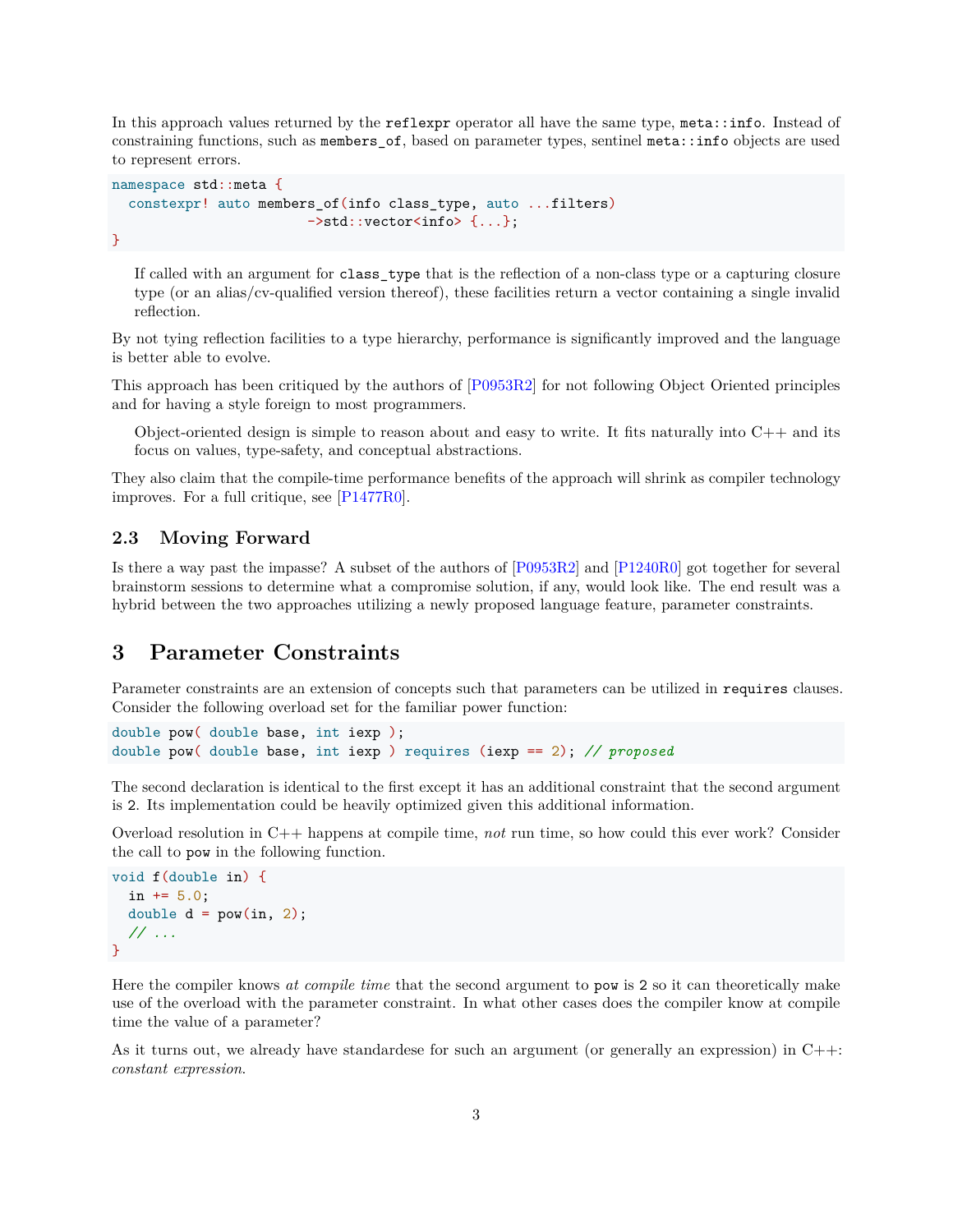In this approach values returned by the `reflexpr` operator all have the same type, `meta::info`. Instead of constraining functions, such as `members_of`, based on parameter types, sentinel `meta::info` objects are used to represent errors.

```
namespace std::meta {
  constexpr! auto members_of(info class_type, auto ...filters)
                     ->std::vector<info> {...};
}
```

> If called with an argument for `class_type` that is the reflection of a non-class type or a capturing closure type (or an alias/cv-qualified version thereof), these facilities return a vector containing a single invalid reflection.

By not tying reflection facilities to a type hierarchy, performance is significantly improved and the language is better able to evolve.

This approach has been critiqued by the authors of [P0953R2] for not following Object Oriented principles and for having a style foreign to most programmers.

> Object-oriented design is simple to reason about and easy to write. It fits naturally into C++ and its focus on values, type-safety, and conceptual abstractions.

They also claim that the compile-time performance benefits of the approach will shrink as compiler technology improves. For a full critique, see [P1477R0].

### 2.3 Moving Forward

Is there a way past the impasse? A subset of the authors of [P0953R2] and [P1240R0] got together for several brainstorm sessions to determine what a compromise solution, if any, would look like. The end result was a hybrid between the two approaches utilizing a newly proposed language feature, parameter constraints.

## 3 Parameter Constraints

Parameter constraints are an extension of concepts such that parameters can be utilized in `requires` clauses. Consider the following overload set for the familiar power function:

```
double pow( double base, int iexp );
double pow( double base, int iexp ) requires (iexp == 2); // proposed
```

The second declaration is identical to the first except it has an additional constraint that the second argument is `2`. Its implementation could be heavily optimized given this additional information.

Overload resolution in C++ happens at compile time, *not* run time, so how could this ever work? Consider the call to `pow` in the following function.

```
void f(double in) {
  in += 5.0;
  double d = pow(in, 2);
  // ...
}
```

Here the compiler knows *at compile time* that the second argument to `pow` is `2` so it can theoretically make use of the overload with the parameter constraint. In what other cases does the compiler know at compile time the value of a parameter?

As it turns out, we already have standardese for such an argument (or generally an expression) in C++: *constant expression*.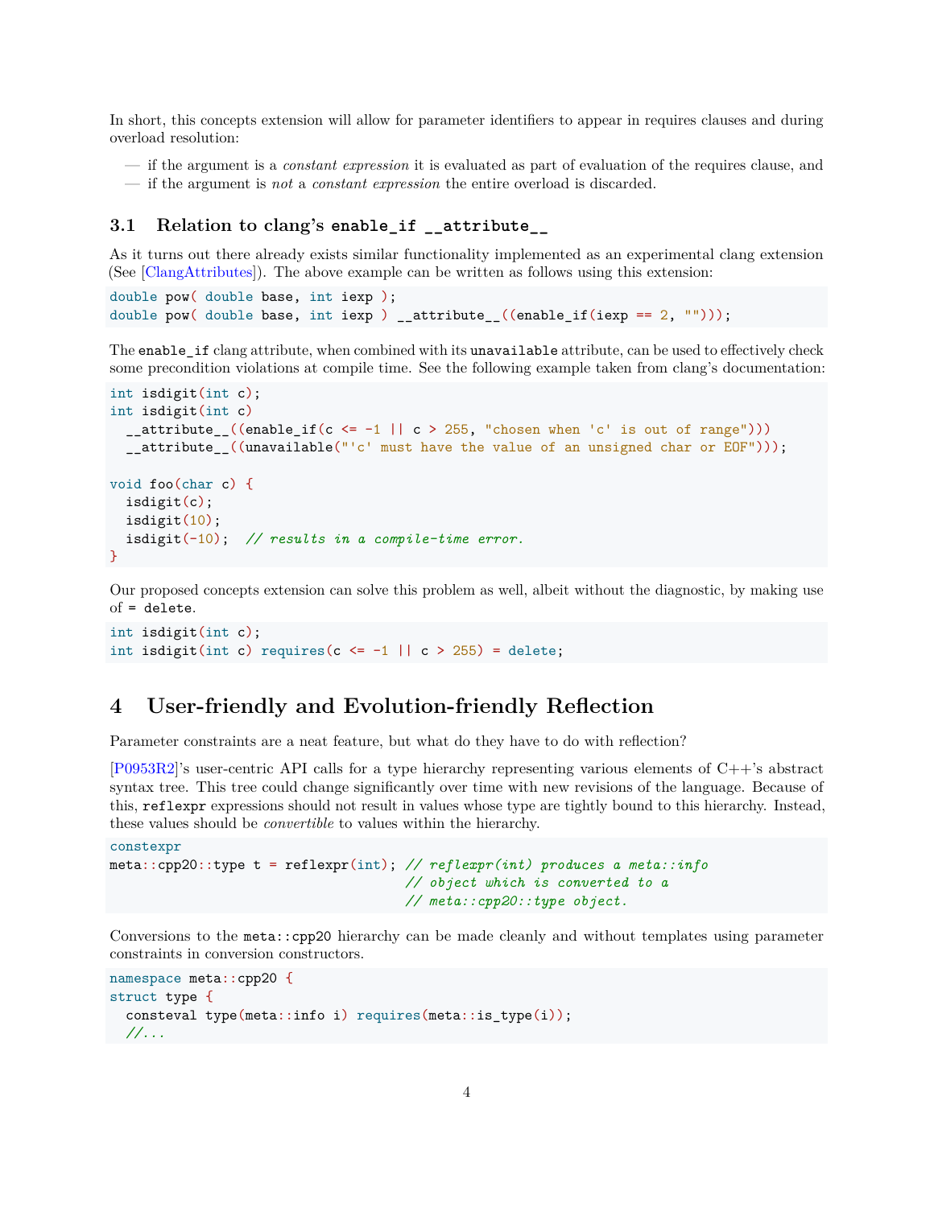In short, this concepts extension will allow for parameter identifiers to appear in requires clauses and during overload resolution:

- if the argument is a *constant expression* it is evaluated as part of evaluation of the requires clause, and
- if the argument is *not* a *constant expression* the entire overload is discarded.

### 3.1 Relation to clang's `enable_if __attribute__`

As it turns out there already exists similar functionality implemented as an experimental clang extension (See [ClangAttributes]). The above example can be written as follows using this extension:

```
double pow( double base, int iexp );
double pow( double base, int iexp ) __attribute__((enable_if(iexp == 2, "")));
```

The `enable_if` clang attribute, when combined with its `unavailable` attribute, can be used to effectively check some precondition violations at compile time. See the following example taken from clang's documentation:

```
int isdigit(int c);
int isdigit(int c)
  __attribute__((enable_if(c <= -1 || c > 255, "chosen when 'c' is out of range")))
  __attribute__((unavailable("'c' must have the value of an unsigned char or EOF")));

void foo(char c) {
  isdigit(c);
  isdigit(10);
  isdigit(-10);  // results in a compile-time error.
}
```

Our proposed concepts extension can solve this problem as well, albeit without the diagnostic, by making use of `= delete`.

```
int isdigit(int c);
int isdigit(int c) requires(c <= -1 || c > 255) = delete;
```

## 4 User-friendly and Evolution-friendly Reflection

Parameter constraints are a neat feature, but what do they have to do with reflection?

[P0953R2]'s user-centric API calls for a type hierarchy representing various elements of C++'s abstract syntax tree. This tree could change significantly over time with new revisions of the language. Because of this, `reflexpr` expressions should not result in values whose type are tightly bound to this hierarchy. Instead, these values should be *convertible* to values within the hierarchy.

```
constexpr
meta::cpp20::type t = reflexpr(int); // reflexpr(int) produces a meta::info
                                     // object which is converted to a
                                     // meta::cpp20::type object.
```

Conversions to the `meta::cpp20` hierarchy can be made cleanly and without templates using parameter constraints in conversion constructors.

```
namespace meta::cpp20 {
struct type {
  consteval type(meta::info i) requires(meta::is_type(i));
  //...
```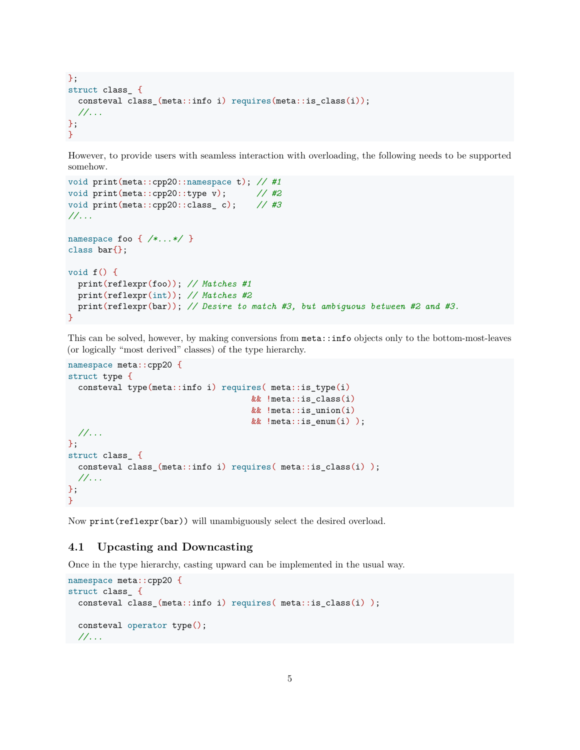```
};
struct class_ {
  consteval class_(meta::info i) requires(meta::is_class(i));
  //...
};
}
```

However, to provide users with seamless interaction with overloading, the following needs to be supported somehow.

```
void print(meta::cpp20::namespace t); // #1
void print(meta::cpp20::type v);      // #2
void print(meta::cpp20::class_ c);    // #3
//...

namespace foo { /*...*/ }
class bar{};

void f() {
  print(reflexpr(foo)); // Matches #1
  print(reflexpr(int)); // Matches #2
  print(reflexpr(bar)); // Desire to match #3, but ambiguous between #2 and #3.
}
```

This can be solved, however, by making conversions from `meta::info` objects only to the bottom-most-leaves (or logically "most derived" classes) of the type hierarchy.

```
namespace meta::cpp20 {
struct type {
  consteval type(meta::info i) requires( meta::is_type(i)
                                     && !meta::is_class(i)
                                     && !meta::is_union(i)
                                     && !meta::is_enum(i) );
  //...
};
struct class_ {
  consteval class_(meta::info i) requires( meta::is_class(i) );
  //...
};
}
```

Now `print(reflexpr(bar))` will unambiguously select the desired overload.

## 4.1 Upcasting and Downcasting

Once in the type hierarchy, casting upward can be implemented in the usual way.

```
namespace meta::cpp20 {
struct class_ {
  consteval class_(meta::info i) requires( meta::is_class(i) );

  consteval operator type();
  //...
```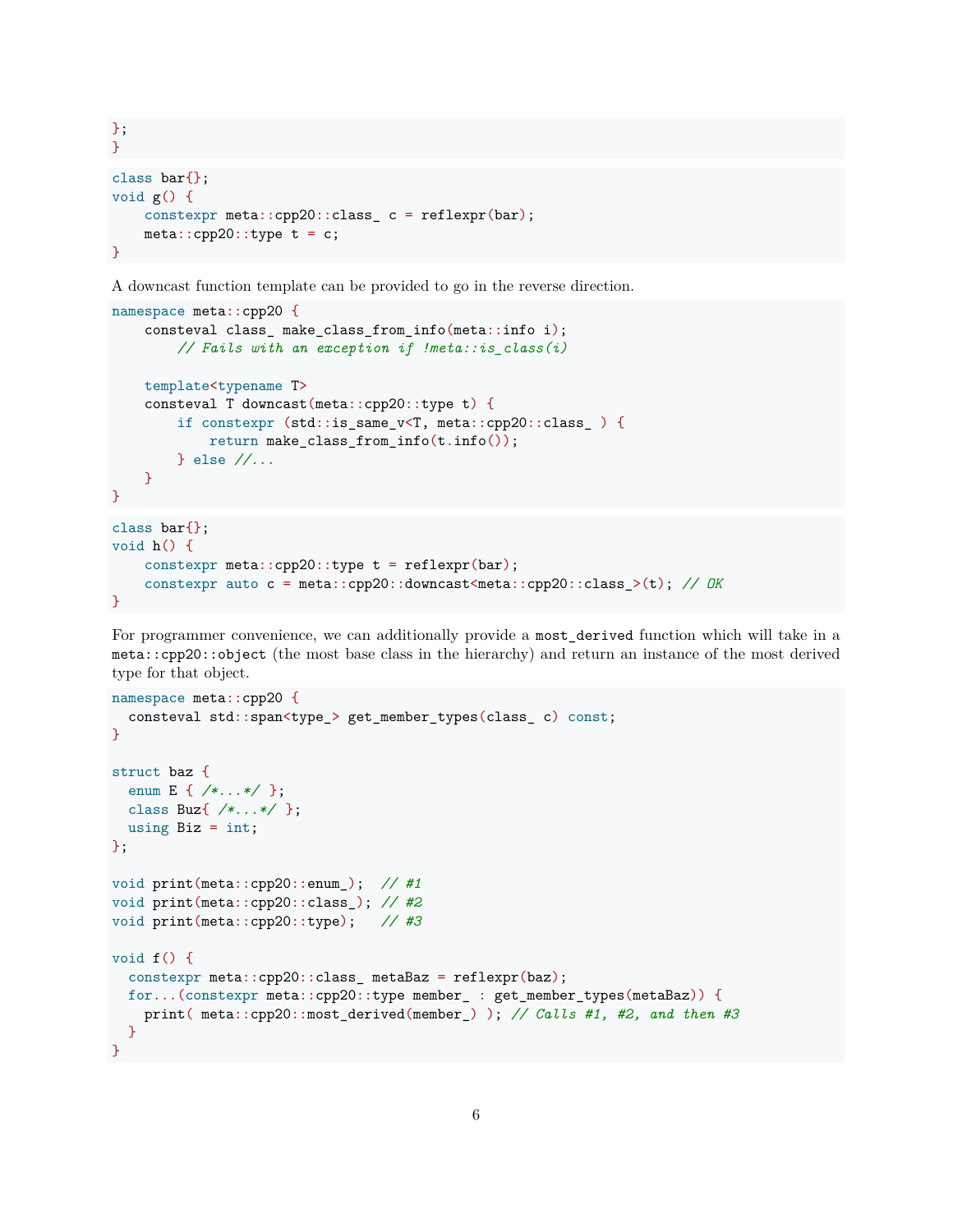```
};
}
```

```
class bar{};
void g() {
    constexpr meta::cpp20::class_ c = reflexpr(bar);
    meta::cpp20::type t = c;
}
```

A downcast function template can be provided to go in the reverse direction.

```
namespace meta::cpp20 {
    consteval class_ make_class_from_info(meta::info i);
        // Fails with an exception if !meta::is_class(i)

    template<typename T>
    consteval T downcast(meta::cpp20::type t) {
        if constexpr (std::is_same_v<T, meta::cpp20::class_ ) {
            return make_class_from_info(t.info());
        } else //...
    }
}
```

```
class bar{};
void h() {
    constexpr meta::cpp20::type t = reflexpr(bar);
    constexpr auto c = meta::cpp20::downcast<meta::cpp20::class_>(t); // OK
}
```

For programmer convenience, we can additionally provide a `most_derived` function which will take in a `meta::cpp20::object` (the most base class in the hierarchy) and return an instance of the most derived type for that object.

```
namespace meta::cpp20 {
  consteval std::span<type_> get_member_types(class_ c) const;
}

struct baz {
  enum E { /*...*/ };
  class Buz{ /*...*/ };
  using Biz = int;
};

void print(meta::cpp20::enum_);  // #1
void print(meta::cpp20::class_); // #2
void print(meta::cpp20::type);   // #3

void f() {
  constexpr meta::cpp20::class_ metaBaz = reflexpr(baz);
  for...(constexpr meta::cpp20::type member_ : get_member_types(metaBaz)) {
    print( meta::cpp20::most_derived(member_) ); // Calls #1, #2, and then #3
  }
}
```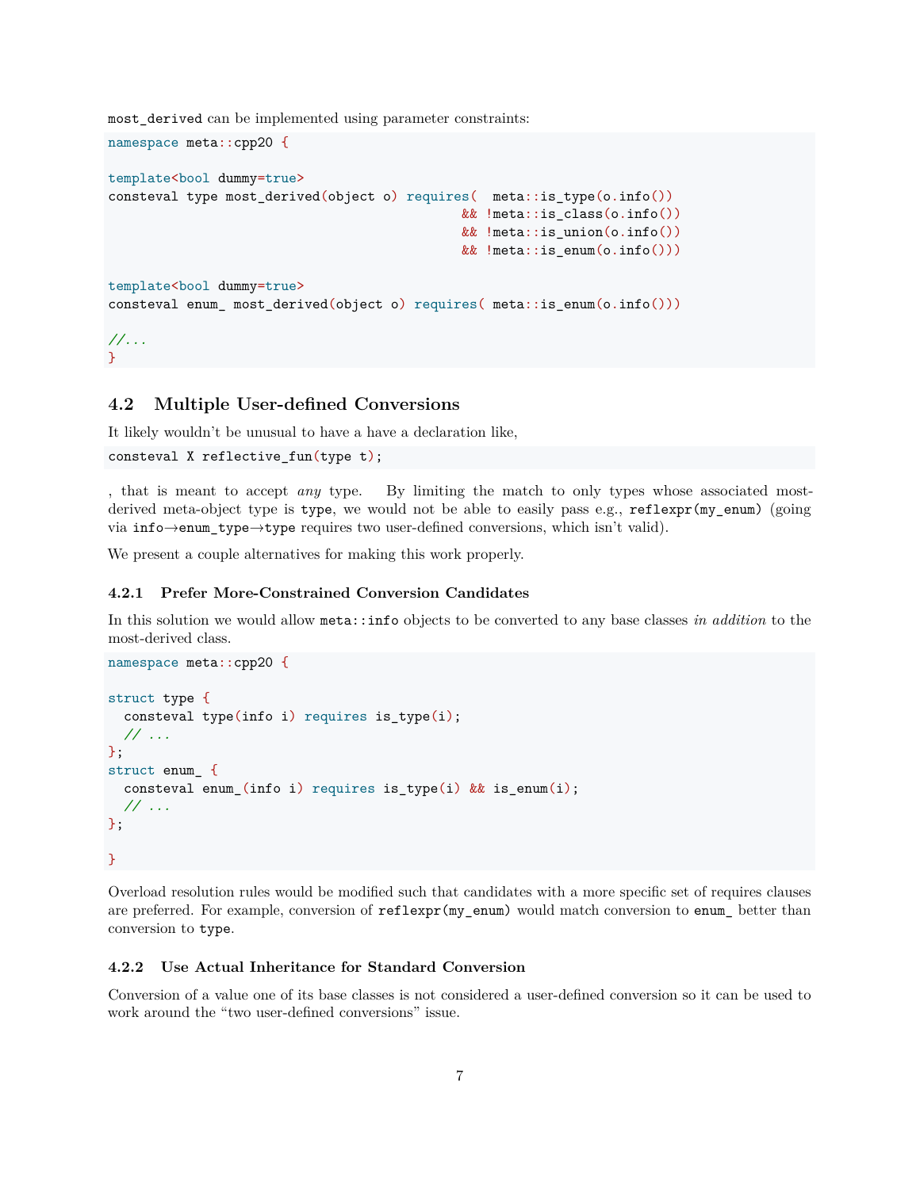`most_derived` can be implemented using parameter constraints:

```
namespace meta::cpp20 {

template<bool dummy=true>
consteval type most_derived(object o) requires(  meta::is_type(o.info())
                                              && !meta::is_class(o.info())
                                              && !meta::is_union(o.info())
                                              && !meta::is_enum(o.info()))

template<bool dummy=true>
consteval enum_ most_derived(object o) requires( meta::is_enum(o.info()))

//...
}
```

## 4.2 Multiple User-defined Conversions

It likely wouldn't be unusual to have a have a declaration like,

```
consteval X reflective_fun(type t);
```

, that is meant to accept *any* type. By limiting the match to only types whose associated most-derived meta-object type is `type`, we would not be able to easily pass e.g., `reflexpr(my_enum)` (going via `info`→`enum_type`→`type` requires two user-defined conversions, which isn't valid).

We present a couple alternatives for making this work properly.

### 4.2.1 Prefer More-Constrained Conversion Candidates

In this solution we would allow `meta::info` objects to be converted to any base classes *in addition* to the most-derived class.

```
namespace meta::cpp20 {

struct type {
  consteval type(info i) requires is_type(i);
  // ...
};
struct enum_ {
  consteval enum_(info i) requires is_type(i) && is_enum(i);
  // ...
};

}
```

Overload resolution rules would be modified such that candidates with a more specific set of requires clauses are preferred. For example, conversion of `reflexpr(my_enum)` would match conversion to `enum_` better than conversion to `type`.

### 4.2.2 Use Actual Inheritance for Standard Conversion

Conversion of a value one of its base classes is not considered a user-defined conversion so it can be used to work around the "two user-defined conversions" issue.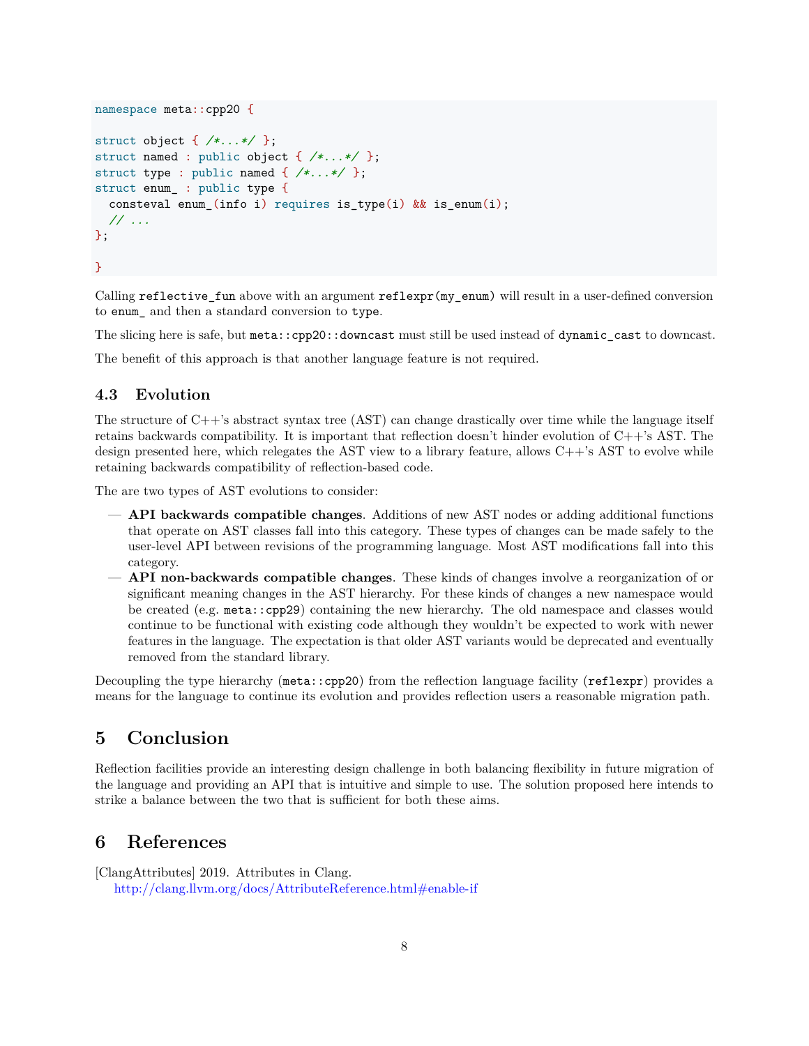```
namespace meta::cpp20 {

struct object { /*...*/ };
struct named : public object { /*...*/ };
struct type : public named { /*...*/ };
struct enum_ : public type {
  consteval enum_(info i) requires is_type(i) && is_enum(i);
  // ...
};

}
```

Calling `reflective_fun` above with an argument `reflexpr(my_enum)` will result in a user-defined conversion to `enum_` and then a standard conversion to `type`.

The slicing here is safe, but `meta::cpp20::downcast` must still be used instead of `dynamic_cast` to downcast.

The benefit of this approach is that another language feature is not required.

### 4.3 Evolution

The structure of C++'s abstract syntax tree (AST) can change drastically over time while the language itself retains backwards compatibility. It is important that reflection doesn't hinder evolution of C++'s AST. The design presented here, which relegates the AST view to a library feature, allows C++'s AST to evolve while retaining backwards compatibility of reflection-based code.

The are two types of AST evolutions to consider:

- **API backwards compatible changes**. Additions of new AST nodes or adding additional functions that operate on AST classes fall into this category. These types of changes can be made safely to the user-level API between revisions of the programming language. Most AST modifications fall into this category.
- **API non-backwards compatible changes**. These kinds of changes involve a reorganization of or significant meaning changes in the AST hierarchy. For these kinds of changes a new namespace would be created (e.g. `meta::cpp29`) containing the new hierarchy. The old namespace and classes would continue to be functional with existing code although they wouldn't be expected to work with newer features in the language. The expectation is that older AST variants would be deprecated and eventually removed from the standard library.

Decoupling the type hierarchy (`meta::cpp20`) from the reflection language facility (`reflexpr`) provides a means for the language to continue its evolution and provides reflection users a reasonable migration path.

## 5 Conclusion

Reflection facilities provide an interesting design challenge in both balancing flexibility in future migration of the language and providing an API that is intuitive and simple to use. The solution proposed here intends to strike a balance between the two that is sufficient for both these aims.

## 6 References

[ClangAttributes] 2019. Attributes in Clang.
http://clang.llvm.org/docs/AttributeReference.html#enable-if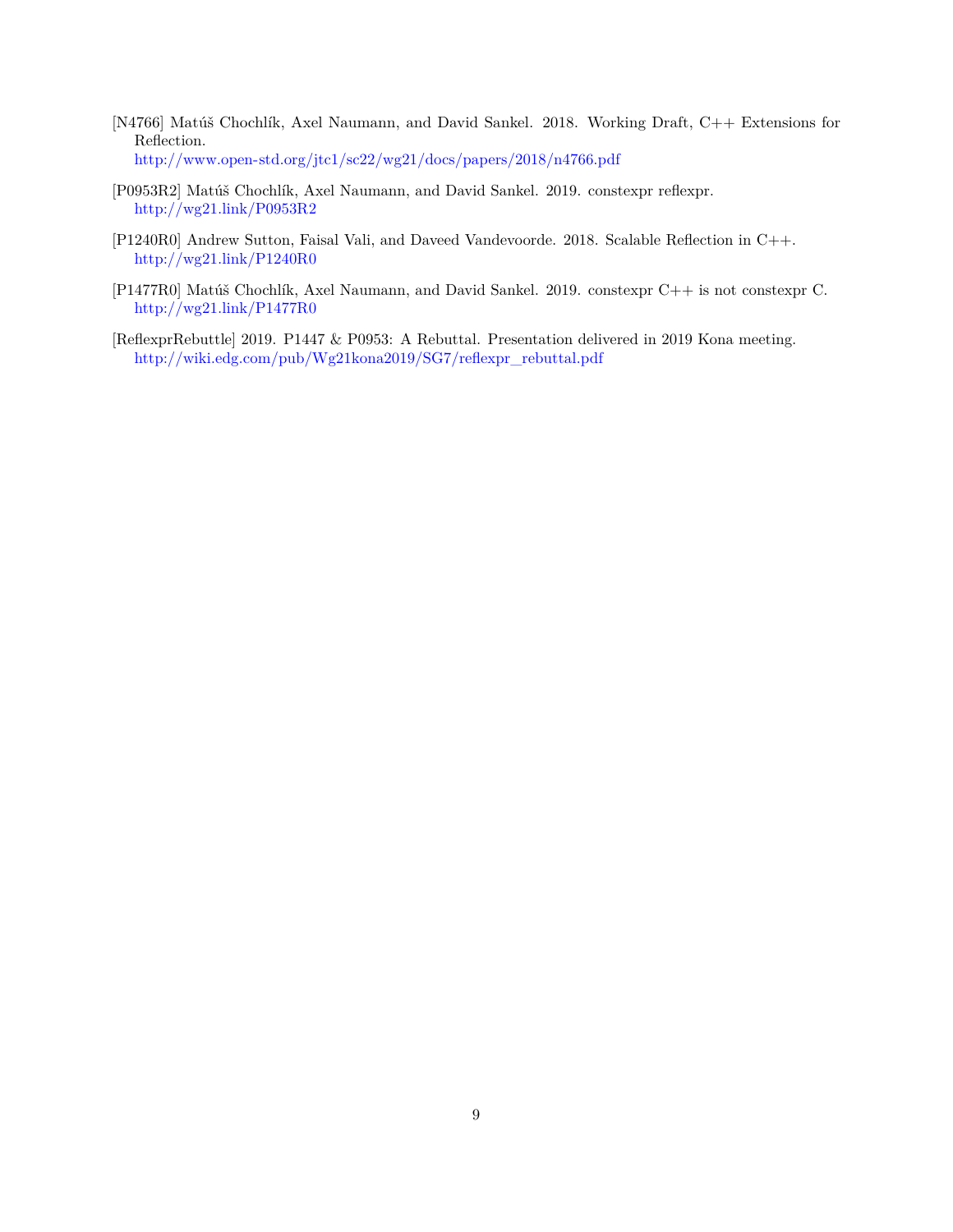[N4766] Matúš Chochlík, Axel Naumann, and David Sankel. 2018. Working Draft, C++ Extensions for Reflection.
http://www.open-std.org/jtc1/sc22/wg21/docs/papers/2018/n4766.pdf

[P0953R2] Matúš Chochlík, Axel Naumann, and David Sankel. 2019. constexpr reflexpr.
http://wg21.link/P0953R2

[P1240R0] Andrew Sutton, Faisal Vali, and Daveed Vandevoorde. 2018. Scalable Reflection in C++.
http://wg21.link/P1240R0

[P1477R0] Matúš Chochlík, Axel Naumann, and David Sankel. 2019. constexpr C++ is not constexpr C.
http://wg21.link/P1477R0

[ReflexprRebuttle] 2019. P1447 & P0953: A Rebuttal. Presentation delivered in 2019 Kona meeting.
http://wiki.edg.com/pub/Wg21kona2019/SG7/reflexpr_rebuttal.pdf